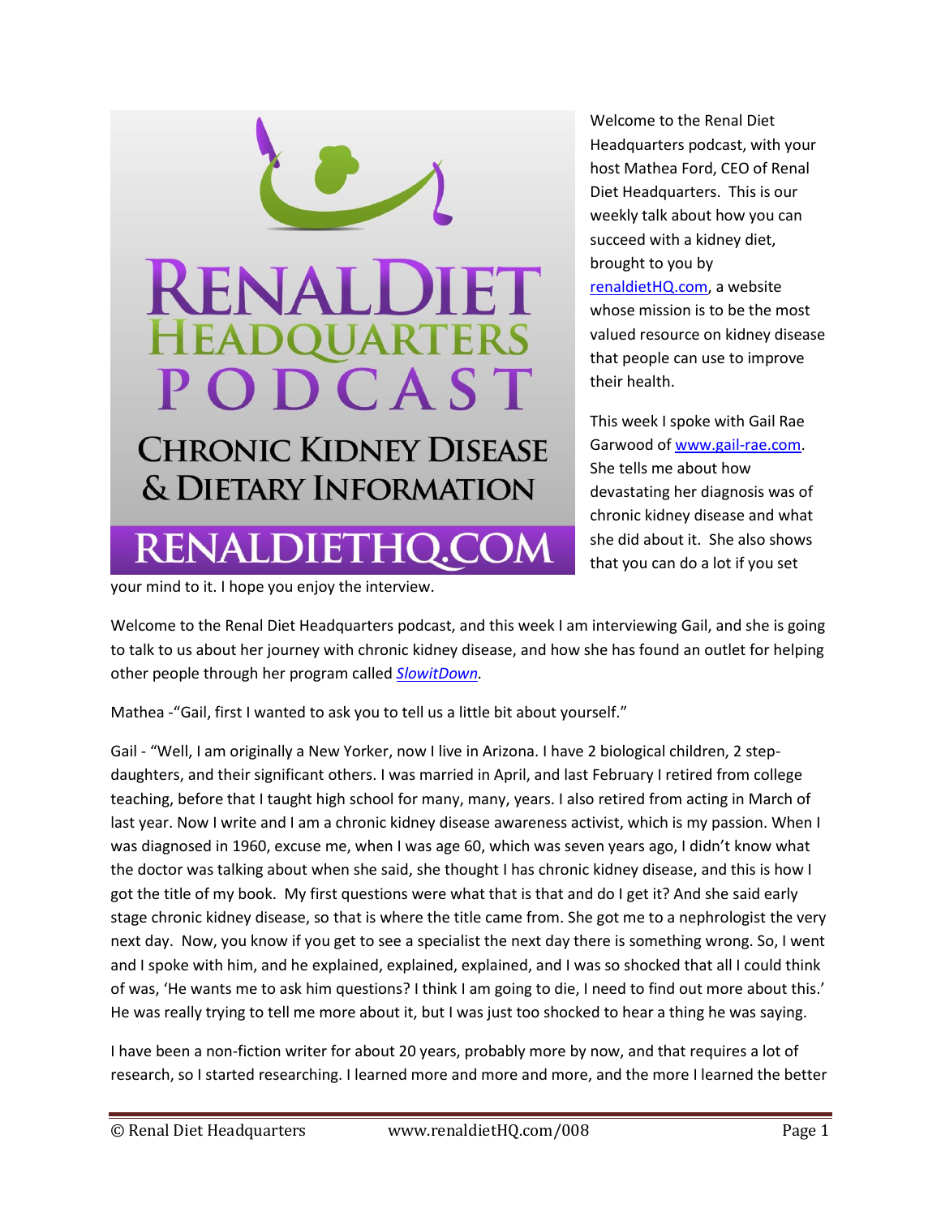Welcome to the Renal Diet Headquarters podcast, with your host Mathea Ford, CEO of Renal Diet Headquarters. This is our weekly talk about how you can succeed with a kidney diet, brought to you by [renaldietHQ.com](renaldietHQ.com), a website whose mission is to be the most valued resource on kidney disease that people can use to improve their health.

This week I spoke with Gail Rae Garwood of [www.gail-rae.com](www.gail-rae.com). She tells me about how devastating her diagnosis was of chronic kidney disease and what she did about it. She also shows that you can do a lot if you set your mind to it. I hope you enjoy the interview.

Welcome to the Renal Diet Headquarters podcast, and this week I am interviewing Gail, and she is going to talk to us about her journey with chronic kidney disease, and how she has found an outlet for helping other people through her program called *SlowitDown.*

Mathea -"Gail, first I wanted to ask you to tell us a little bit about yourself."

Gail - "Well, I am originally a New Yorker, now I live in Arizona. I have 2 biological children, 2 step-daughters, and their significant others. I was married in April, and last February I retired from college teaching, before that I taught high school for many, many, years. I also retired from acting in March of last year. Now I write and I am a chronic kidney disease awareness activist, which is my passion. When I was diagnosed in 1960, excuse me, when I was age 60, which was seven years ago, I didn't know what the doctor was talking about when she said, she thought I has chronic kidney disease, and this is how I got the title of my book. My first questions were what that is that and do I get it? And she said early stage chronic kidney disease, so that is where the title came from. She got me to a nephrologist the very next day. Now, you know if you get to see a specialist the next day there is something wrong. So, I went and I spoke with him, and he explained, explained, explained, and I was so shocked that all I could think of was, 'He wants me to ask him questions? I think I am going to die, I need to find out more about this.' He was really trying to tell me more about it, but I was just too shocked to hear a thing he was saying.

I have been a non-fiction writer for about 20 years, probably more by now, and that requires a lot of research, so I started researching. I learned more and more and more, and the more I learned the better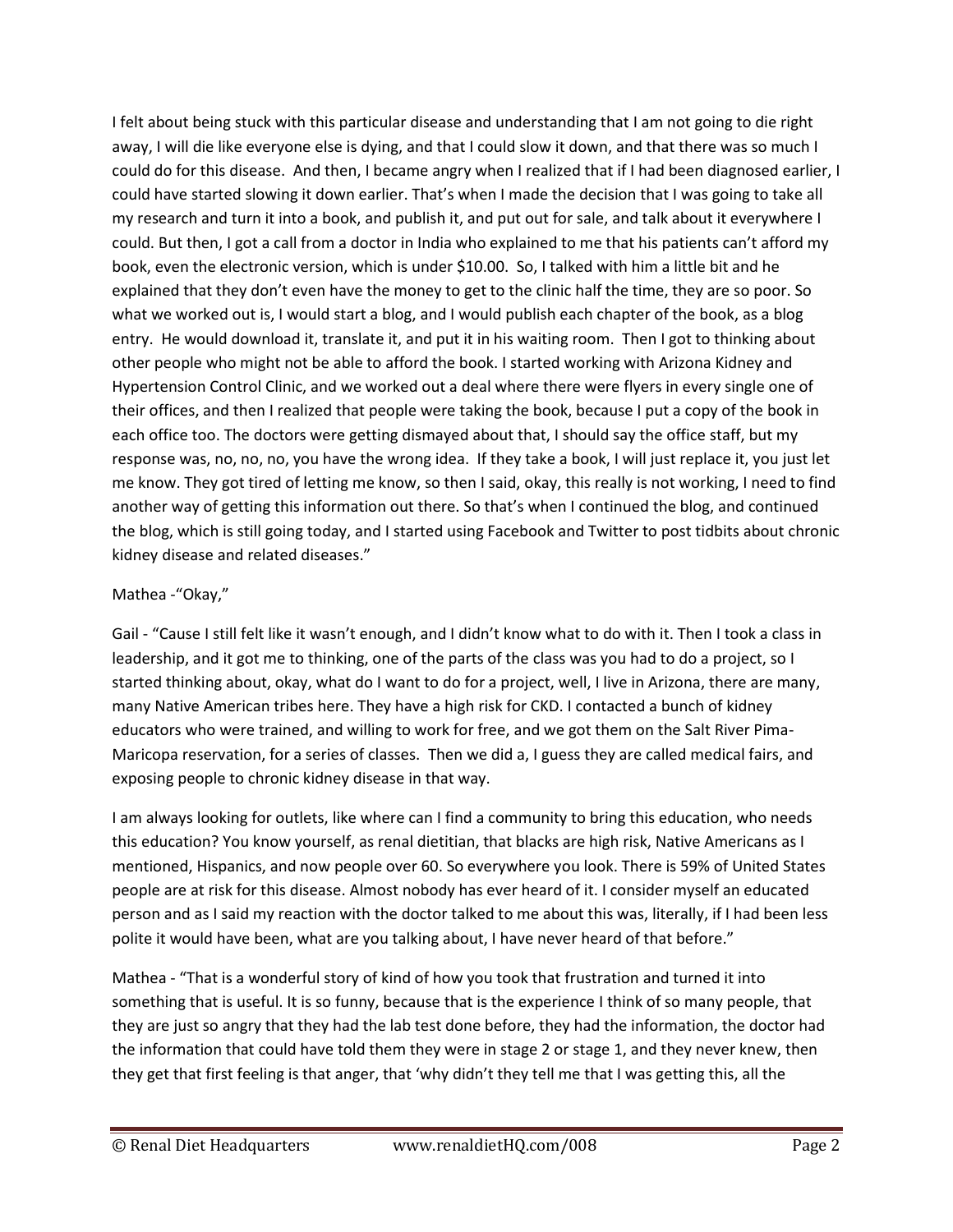I felt about being stuck with this particular disease and understanding that I am not going to die right away, I will die like everyone else is dying, and that I could slow it down, and that there was so much I could do for this disease. And then, I became angry when I realized that if I had been diagnosed earlier, I could have started slowing it down earlier. That's when I made the decision that I was going to take all my research and turn it into a book, and publish it, and put out for sale, and talk about it everywhere I could. But then, I got a call from a doctor in India who explained to me that his patients can't afford my book, even the electronic version, which is under $10.00. So, I talked with him a little bit and he explained that they don't even have the money to get to the clinic half the time, they are so poor. So what we worked out is, I would start a blog, and I would publish each chapter of the book, as a blog entry. He would download it, translate it, and put it in his waiting room. Then I got to thinking about other people who might not be able to afford the book. I started working with Arizona Kidney and Hypertension Control Clinic, and we worked out a deal where there were flyers in every single one of their offices, and then I realized that people were taking the book, because I put a copy of the book in each office too. The doctors were getting dismayed about that, I should say the office staff, but my response was, no, no, no, you have the wrong idea. If they take a book, I will just replace it, you just let me know. They got tired of letting me know, so then I said, okay, this really is not working, I need to find another way of getting this information out there. So that's when I continued the blog, and continued the blog, which is still going today, and I started using Facebook and Twitter to post tidbits about chronic kidney disease and related diseases."

Mathea -"Okay,"

Gail - "Cause I still felt like it wasn't enough, and I didn't know what to do with it. Then I took a class in leadership, and it got me to thinking, one of the parts of the class was you had to do a project, so I started thinking about, okay, what do I want to do for a project, well, I live in Arizona, there are many, many Native American tribes here. They have a high risk for CKD. I contacted a bunch of kidney educators who were trained, and willing to work for free, and we got them on the Salt River Pima-Maricopa reservation, for a series of classes. Then we did a, I guess they are called medical fairs, and exposing people to chronic kidney disease in that way.

I am always looking for outlets, like where can I find a community to bring this education, who needs this education? You know yourself, as renal dietitian, that blacks are high risk, Native Americans as I mentioned, Hispanics, and now people over 60. So everywhere you look. There is 59% of United States people are at risk for this disease. Almost nobody has ever heard of it. I consider myself an educated person and as I said my reaction with the doctor talked to me about this was, literally, if I had been less polite it would have been, what are you talking about, I have never heard of that before."

Mathea - "That is a wonderful story of kind of how you took that frustration and turned it into something that is useful. It is so funny, because that is the experience I think of so many people, that they are just so angry that they had the lab test done before, they had the information, the doctor had the information that could have told them they were in stage 2 or stage 1, and they never knew, then they get that first feeling is that anger, that 'why didn't they tell me that I was getting this, all the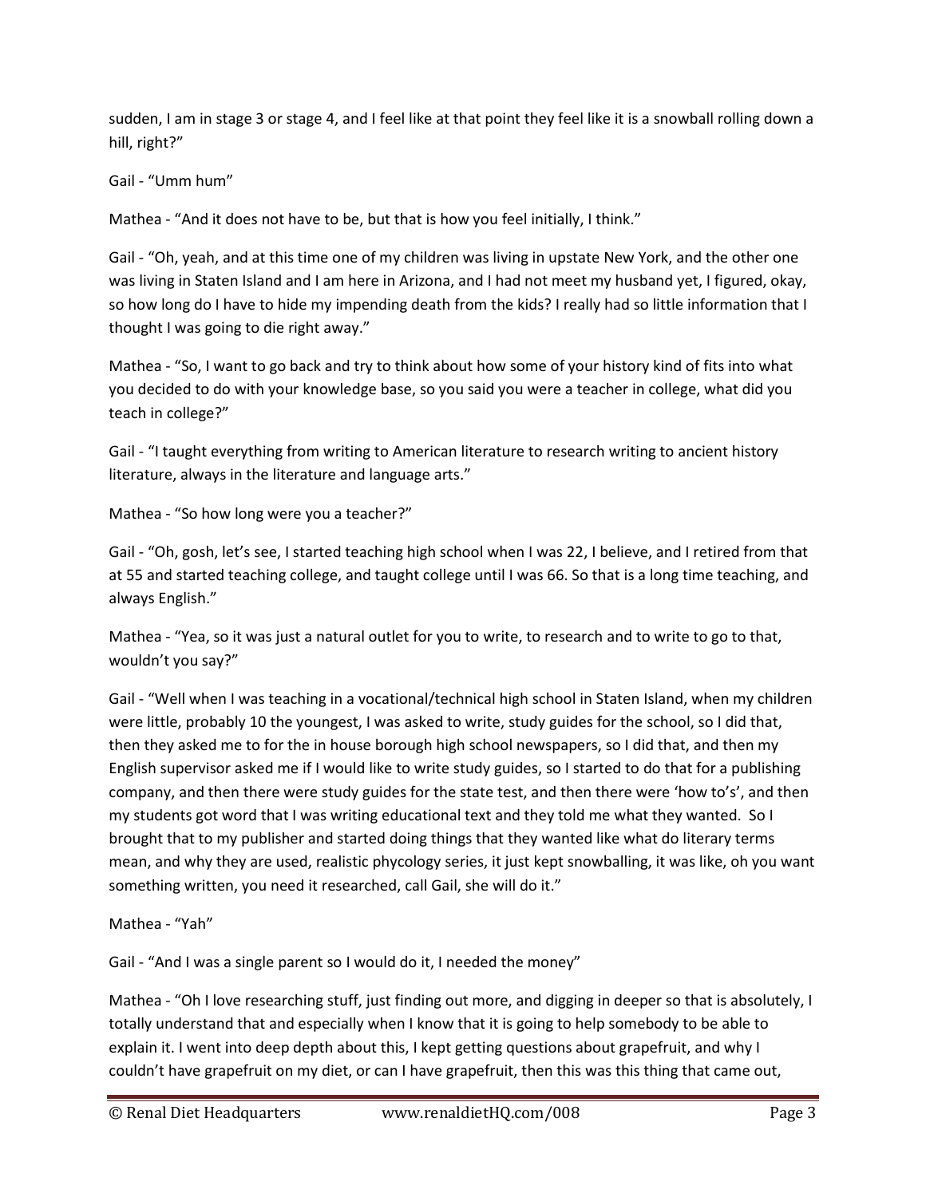sudden, I am in stage 3 or stage 4, and I feel like at that point they feel like it is a snowball rolling down a hill, right?"

Gail - "Umm hum"

Mathea - "And it does not have to be, but that is how you feel initially, I think."

Gail - "Oh, yeah, and at this time one of my children was living in upstate New York, and the other one was living in Staten Island and I am here in Arizona, and I had not meet my husband yet, I figured, okay, so how long do I have to hide my impending death from the kids? I really had so little information that I thought I was going to die right away."

Mathea - "So, I want to go back and try to think about how some of your history kind of fits into what you decided to do with your knowledge base, so you said you were a teacher in college, what did you teach in college?"

Gail - "I taught everything from writing to American literature to research writing to ancient history literature, always in the literature and language arts."

Mathea - "So how long were you a teacher?"

Gail - "Oh, gosh, let's see, I started teaching high school when I was 22, I believe, and I retired from that at 55 and started teaching college, and taught college until I was 66. So that is a long time teaching, and always English."

Mathea - "Yea, so it was just a natural outlet for you to write, to research and to write to go to that, wouldn't you say?"

Gail - "Well when I was teaching in a vocational/technical high school in Staten Island, when my children were little, probably 10 the youngest, I was asked to write, study guides for the school, so I did that, then they asked me to for the in house borough high school newspapers, so I did that, and then my English supervisor asked me if I would like to write study guides, so I started to do that for a publishing company, and then there were study guides for the state test, and then there were 'how to's', and then my students got word that I was writing educational text and they told me what they wanted. So I brought that to my publisher and started doing things that they wanted like what do literary terms mean, and why they are used, realistic phycology series, it just kept snowballing, it was like, oh you want something written, you need it researched, call Gail, she will do it."

Mathea - "Yah"

Gail - "And I was a single parent so I would do it, I needed the money"

Mathea - "Oh I love researching stuff, just finding out more, and digging in deeper so that is absolutely, I totally understand that and especially when I know that it is going to help somebody to be able to explain it. I went into deep depth about this, I kept getting questions about grapefruit, and why I couldn't have grapefruit on my diet, or can I have grapefruit, then this was this thing that came out,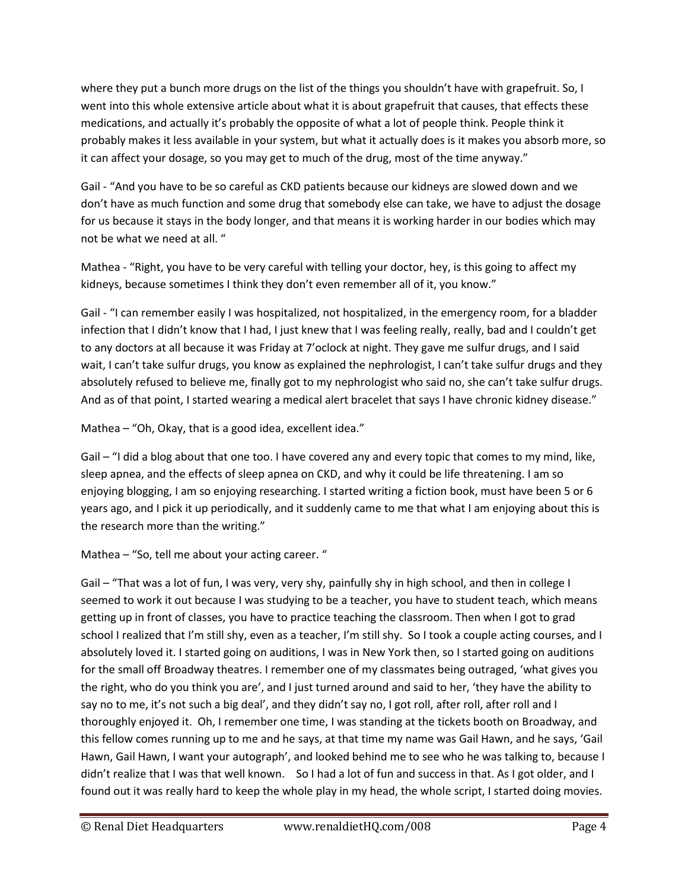where they put a bunch more drugs on the list of the things you shouldn't have with grapefruit. So, I went into this whole extensive article about what it is about grapefruit that causes, that effects these medications, and actually it's probably the opposite of what a lot of people think. People think it probably makes it less available in your system, but what it actually does is it makes you absorb more, so it can affect your dosage, so you may get to much of the drug, most of the time anyway."

Gail - "And you have to be so careful as CKD patients because our kidneys are slowed down and we don't have as much function and some drug that somebody else can take, we have to adjust the dosage for us because it stays in the body longer, and that means it is working harder in our bodies which may not be what we need at all. "

Mathea - "Right, you have to be very careful with telling your doctor, hey, is this going to affect my kidneys, because sometimes I think they don't even remember all of it, you know."

Gail - "I can remember easily I was hospitalized, not hospitalized, in the emergency room, for a bladder infection that I didn't know that I had, I just knew that I was feeling really, really, bad and I couldn't get to any doctors at all because it was Friday at 7'oclock at night. They gave me sulfur drugs, and I said wait, I can't take sulfur drugs, you know as explained the nephrologist, I can't take sulfur drugs and they absolutely refused to believe me, finally got to my nephrologist who said no, she can't take sulfur drugs. And as of that point, I started wearing a medical alert bracelet that says I have chronic kidney disease."

Mathea – "Oh, Okay, that is a good idea, excellent idea."

Gail – "I did a blog about that one too. I have covered any and every topic that comes to my mind, like, sleep apnea, and the effects of sleep apnea on CKD, and why it could be life threatening. I am so enjoying blogging, I am so enjoying researching. I started writing a fiction book, must have been 5 or 6 years ago, and I pick it up periodically, and it suddenly came to me that what I am enjoying about this is the research more than the writing."

Mathea – "So, tell me about your acting career. "

Gail – "That was a lot of fun, I was very, very shy, painfully shy in high school, and then in college I seemed to work it out because I was studying to be a teacher, you have to student teach, which means getting up in front of classes, you have to practice teaching the classroom. Then when I got to grad school I realized that I'm still shy, even as a teacher, I'm still shy. So I took a couple acting courses, and I absolutely loved it. I started going on auditions, I was in New York then, so I started going on auditions for the small off Broadway theatres. I remember one of my classmates being outraged, 'what gives you the right, who do you think you are', and I just turned around and said to her, 'they have the ability to say no to me, it's not such a big deal', and they didn't say no, I got roll, after roll, after roll and I thoroughly enjoyed it. Oh, I remember one time, I was standing at the tickets booth on Broadway, and this fellow comes running up to me and he says, at that time my name was Gail Hawn, and he says, 'Gail Hawn, Gail Hawn, I want your autograph', and looked behind me to see who he was talking to, because I didn't realize that I was that well known. So I had a lot of fun and success in that. As I got older, and I found out it was really hard to keep the whole play in my head, the whole script, I started doing movies.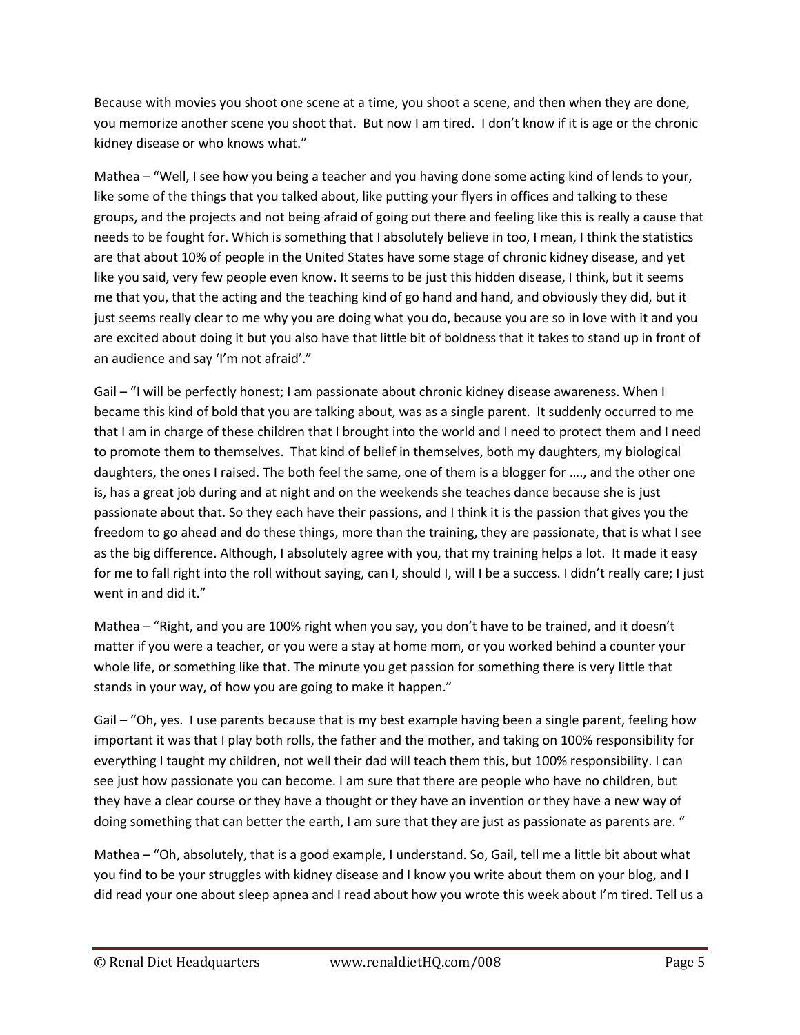Because with movies you shoot one scene at a time, you shoot a scene, and then when they are done, you memorize another scene you shoot that. But now I am tired. I don't know if it is age or the chronic kidney disease or who knows what."

Mathea – "Well, I see how you being a teacher and you having done some acting kind of lends to your, like some of the things that you talked about, like putting your flyers in offices and talking to these groups, and the projects and not being afraid of going out there and feeling like this is really a cause that needs to be fought for. Which is something that I absolutely believe in too, I mean, I think the statistics are that about 10% of people in the United States have some stage of chronic kidney disease, and yet like you said, very few people even know. It seems to be just this hidden disease, I think, but it seems me that you, that the acting and the teaching kind of go hand and hand, and obviously they did, but it just seems really clear to me why you are doing what you do, because you are so in love with it and you are excited about doing it but you also have that little bit of boldness that it takes to stand up in front of an audience and say 'I'm not afraid'."

Gail – "I will be perfectly honest; I am passionate about chronic kidney disease awareness. When I became this kind of bold that you are talking about, was as a single parent. It suddenly occurred to me that I am in charge of these children that I brought into the world and I need to protect them and I need to promote them to themselves. That kind of belief in themselves, both my daughters, my biological daughters, the ones I raised. The both feel the same, one of them is a blogger for …., and the other one is, has a great job during and at night and on the weekends she teaches dance because she is just passionate about that. So they each have their passions, and I think it is the passion that gives you the freedom to go ahead and do these things, more than the training, they are passionate, that is what I see as the big difference. Although, I absolutely agree with you, that my training helps a lot. It made it easy for me to fall right into the roll without saying, can I, should I, will I be a success. I didn't really care; I just went in and did it."

Mathea – "Right, and you are 100% right when you say, you don't have to be trained, and it doesn't matter if you were a teacher, or you were a stay at home mom, or you worked behind a counter your whole life, or something like that. The minute you get passion for something there is very little that stands in your way, of how you are going to make it happen."

Gail – "Oh, yes. I use parents because that is my best example having been a single parent, feeling how important it was that I play both rolls, the father and the mother, and taking on 100% responsibility for everything I taught my children, not well their dad will teach them this, but 100% responsibility. I can see just how passionate you can become. I am sure that there are people who have no children, but they have a clear course or they have a thought or they have an invention or they have a new way of doing something that can better the earth, I am sure that they are just as passionate as parents are. "

Mathea – "Oh, absolutely, that is a good example, I understand. So, Gail, tell me a little bit about what you find to be your struggles with kidney disease and I know you write about them on your blog, and I did read your one about sleep apnea and I read about how you wrote this week about I'm tired. Tell us a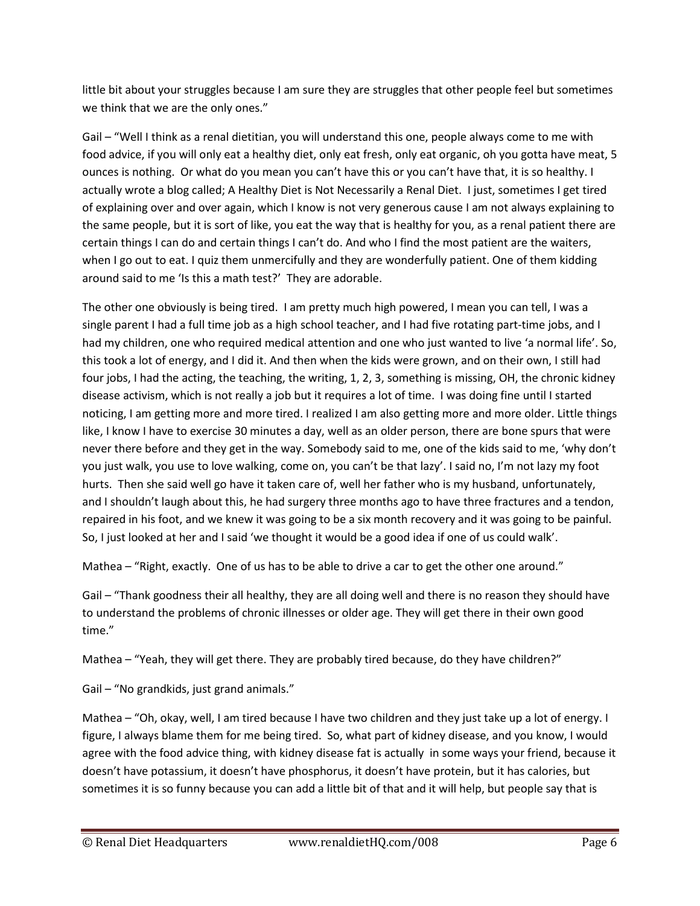little bit about your struggles because I am sure they are struggles that other people feel but sometimes we think that we are the only ones."

Gail – "Well I think as a renal dietitian, you will understand this one, people always come to me with food advice, if you will only eat a healthy diet, only eat fresh, only eat organic, oh you gotta have meat, 5 ounces is nothing. Or what do you mean you can't have this or you can't have that, it is so healthy. I actually wrote a blog called; A Healthy Diet is Not Necessarily a Renal Diet. I just, sometimes I get tired of explaining over and over again, which I know is not very generous cause I am not always explaining to the same people, but it is sort of like, you eat the way that is healthy for you, as a renal patient there are certain things I can do and certain things I can't do. And who I find the most patient are the waiters, when I go out to eat. I quiz them unmercifully and they are wonderfully patient. One of them kidding around said to me 'Is this a math test?' They are adorable.

The other one obviously is being tired. I am pretty much high powered, I mean you can tell, I was a single parent I had a full time job as a high school teacher, and I had five rotating part-time jobs, and I had my children, one who required medical attention and one who just wanted to live 'a normal life'. So, this took a lot of energy, and I did it. And then when the kids were grown, and on their own, I still had four jobs, I had the acting, the teaching, the writing, 1, 2, 3, something is missing, OH, the chronic kidney disease activism, which is not really a job but it requires a lot of time. I was doing fine until I started noticing, I am getting more and more tired. I realized I am also getting more and more older. Little things like, I know I have to exercise 30 minutes a day, well as an older person, there are bone spurs that were never there before and they get in the way. Somebody said to me, one of the kids said to me, 'why don't you just walk, you use to love walking, come on, you can't be that lazy'. I said no, I'm not lazy my foot hurts. Then she said well go have it taken care of, well her father who is my husband, unfortunately, and I shouldn't laugh about this, he had surgery three months ago to have three fractures and a tendon, repaired in his foot, and we knew it was going to be a six month recovery and it was going to be painful. So, I just looked at her and I said 'we thought it would be a good idea if one of us could walk'.

Mathea – "Right, exactly. One of us has to be able to drive a car to get the other one around."

Gail – "Thank goodness their all healthy, they are all doing well and there is no reason they should have to understand the problems of chronic illnesses or older age. They will get there in their own good time."

Mathea – "Yeah, they will get there. They are probably tired because, do they have children?"

Gail – "No grandkids, just grand animals."

Mathea – "Oh, okay, well, I am tired because I have two children and they just take up a lot of energy. I figure, I always blame them for me being tired. So, what part of kidney disease, and you know, I would agree with the food advice thing, with kidney disease fat is actually in some ways your friend, because it doesn't have potassium, it doesn't have phosphorus, it doesn't have protein, but it has calories, but sometimes it is so funny because you can add a little bit of that and it will help, but people say that is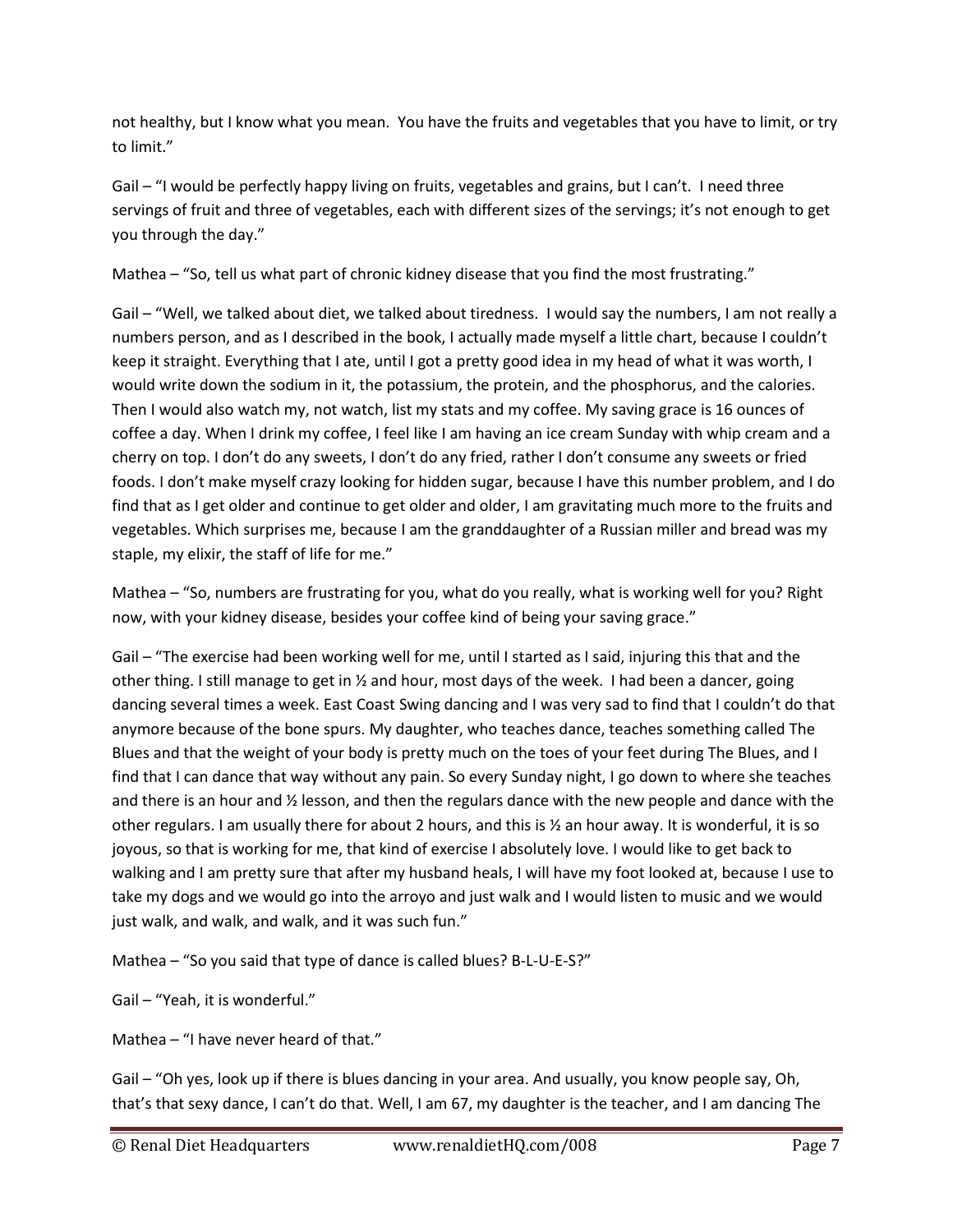not healthy, but I know what you mean. You have the fruits and vegetables that you have to limit, or try to limit."

Gail – "I would be perfectly happy living on fruits, vegetables and grains, but I can't. I need three servings of fruit and three of vegetables, each with different sizes of the servings; it's not enough to get you through the day."

Mathea – "So, tell us what part of chronic kidney disease that you find the most frustrating."

Gail – "Well, we talked about diet, we talked about tiredness. I would say the numbers, I am not really a numbers person, and as I described in the book, I actually made myself a little chart, because I couldn't keep it straight. Everything that I ate, until I got a pretty good idea in my head of what it was worth, I would write down the sodium in it, the potassium, the protein, and the phosphorus, and the calories. Then I would also watch my, not watch, list my stats and my coffee. My saving grace is 16 ounces of coffee a day. When I drink my coffee, I feel like I am having an ice cream Sunday with whip cream and a cherry on top. I don't do any sweets, I don't do any fried, rather I don't consume any sweets or fried foods. I don't make myself crazy looking for hidden sugar, because I have this number problem, and I do find that as I get older and continue to get older and older, I am gravitating much more to the fruits and vegetables. Which surprises me, because I am the granddaughter of a Russian miller and bread was my staple, my elixir, the staff of life for me."

Mathea – "So, numbers are frustrating for you, what do you really, what is working well for you? Right now, with your kidney disease, besides your coffee kind of being your saving grace."

Gail – "The exercise had been working well for me, until I started as I said, injuring this that and the other thing. I still manage to get in ½ and hour, most days of the week. I had been a dancer, going dancing several times a week. East Coast Swing dancing and I was very sad to find that I couldn't do that anymore because of the bone spurs. My daughter, who teaches dance, teaches something called The Blues and that the weight of your body is pretty much on the toes of your feet during The Blues, and I find that I can dance that way without any pain. So every Sunday night, I go down to where she teaches and there is an hour and ½ lesson, and then the regulars dance with the new people and dance with the other regulars. I am usually there for about 2 hours, and this is ½ an hour away. It is wonderful, it is so joyous, so that is working for me, that kind of exercise I absolutely love. I would like to get back to walking and I am pretty sure that after my husband heals, I will have my foot looked at, because I use to take my dogs and we would go into the arroyo and just walk and I would listen to music and we would just walk, and walk, and walk, and it was such fun."

Mathea – "So you said that type of dance is called blues? B-L-U-E-S?"

Gail – "Yeah, it is wonderful."

Mathea – "I have never heard of that."

Gail – "Oh yes, look up if there is blues dancing in your area. And usually, you know people say, Oh, that's that sexy dance, I can't do that. Well, I am 67, my daughter is the teacher, and I am dancing The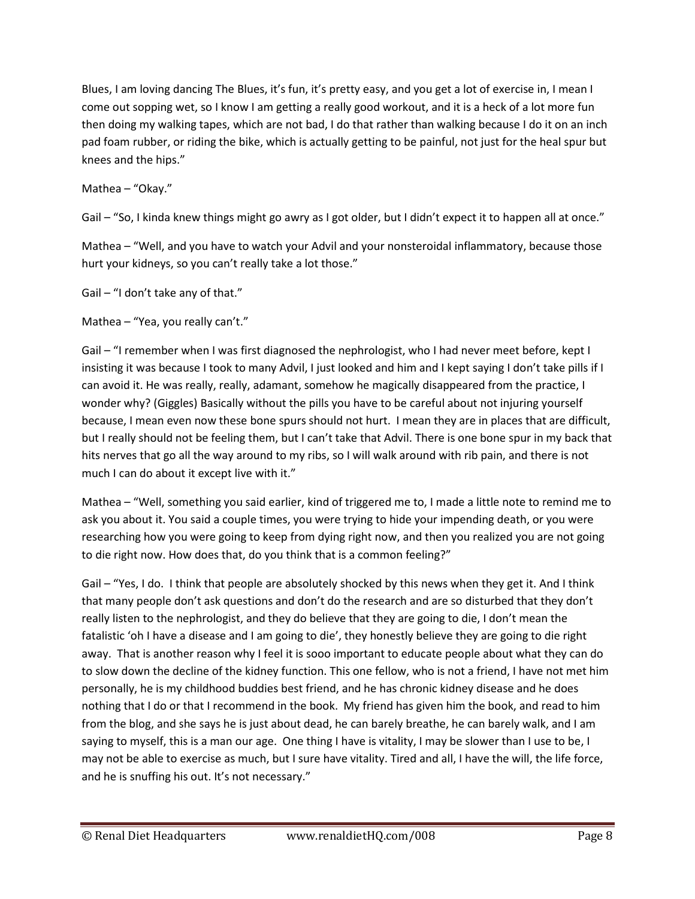Blues, I am loving dancing The Blues, it's fun, it's pretty easy, and you get a lot of exercise in, I mean I come out sopping wet, so I know I am getting a really good workout, and it is a heck of a lot more fun then doing my walking tapes, which are not bad, I do that rather than walking because I do it on an inch pad foam rubber, or riding the bike, which is actually getting to be painful, not just for the heal spur but knees and the hips."

Mathea – "Okay."

Gail – "So, I kinda knew things might go awry as I got older, but I didn't expect it to happen all at once."

Mathea – "Well, and you have to watch your Advil and your nonsteroidal inflammatory, because those hurt your kidneys, so you can't really take a lot those."

Gail – "I don't take any of that."

Mathea – "Yea, you really can't."

Gail – "I remember when I was first diagnosed the nephrologist, who I had never meet before, kept I insisting it was because I took to many Advil, I just looked and him and I kept saying I don't take pills if I can avoid it. He was really, really, adamant, somehow he magically disappeared from the practice, I wonder why? (Giggles) Basically without the pills you have to be careful about not injuring yourself because, I mean even now these bone spurs should not hurt. I mean they are in places that are difficult, but I really should not be feeling them, but I can't take that Advil. There is one bone spur in my back that hits nerves that go all the way around to my ribs, so I will walk around with rib pain, and there is not much I can do about it except live with it."

Mathea – "Well, something you said earlier, kind of triggered me to, I made a little note to remind me to ask you about it. You said a couple times, you were trying to hide your impending death, or you were researching how you were going to keep from dying right now, and then you realized you are not going to die right now. How does that, do you think that is a common feeling?"

Gail – "Yes, I do. I think that people are absolutely shocked by this news when they get it. And I think that many people don't ask questions and don't do the research and are so disturbed that they don't really listen to the nephrologist, and they do believe that they are going to die, I don't mean the fatalistic 'oh I have a disease and I am going to die', they honestly believe they are going to die right away. That is another reason why I feel it is sooo important to educate people about what they can do to slow down the decline of the kidney function. This one fellow, who is not a friend, I have not met him personally, he is my childhood buddies best friend, and he has chronic kidney disease and he does nothing that I do or that I recommend in the book. My friend has given him the book, and read to him from the blog, and she says he is just about dead, he can barely breathe, he can barely walk, and I am saying to myself, this is a man our age. One thing I have is vitality, I may be slower than I use to be, I may not be able to exercise as much, but I sure have vitality. Tired and all, I have the will, the life force, and he is snuffing his out. It's not necessary."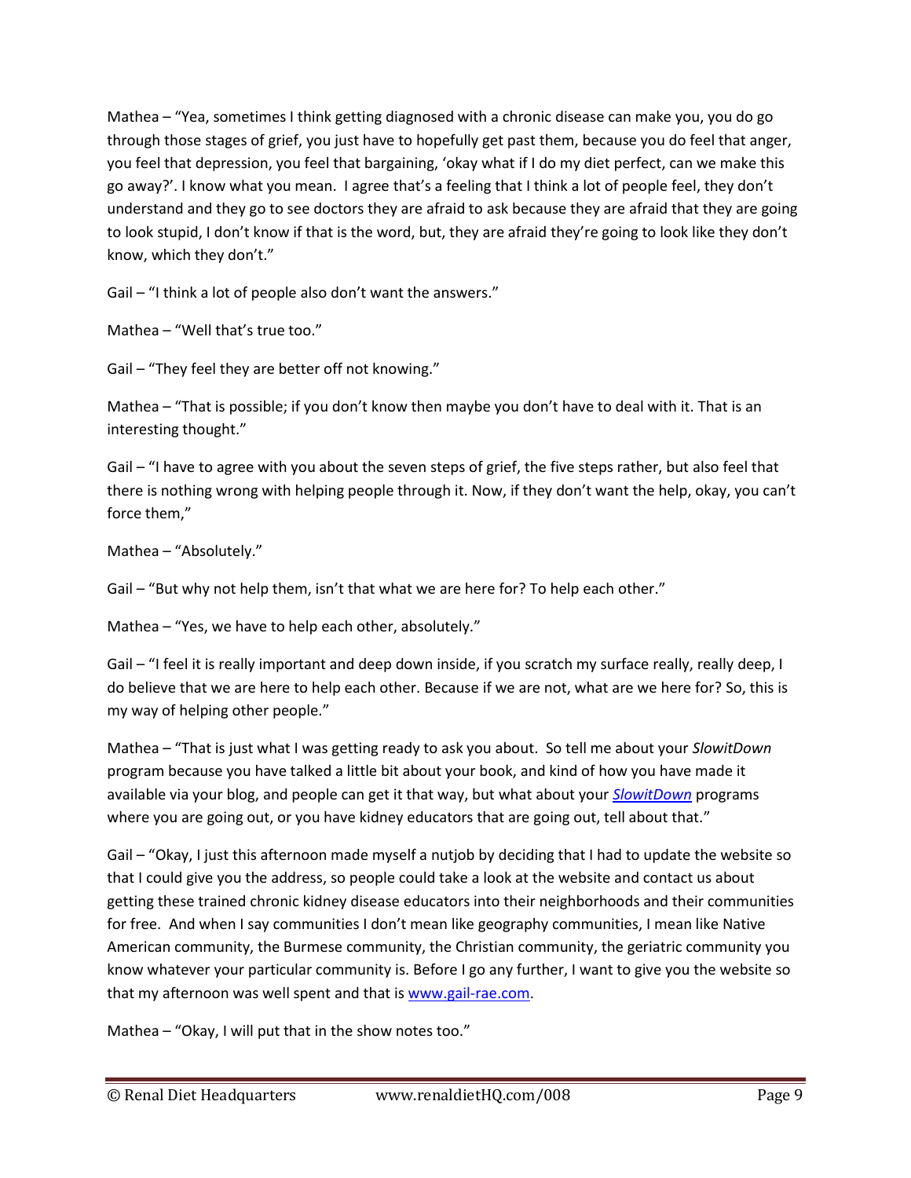Mathea – "Yea, sometimes I think getting diagnosed with a chronic disease can make you, you do go through those stages of grief, you just have to hopefully get past them, because you do feel that anger, you feel that depression, you feel that bargaining, 'okay what if I do my diet perfect, can we make this go away?'. I know what you mean. I agree that's a feeling that I think a lot of people feel, they don't understand and they go to see doctors they are afraid to ask because they are afraid that they are going to look stupid, I don't know if that is the word, but, they are afraid they're going to look like they don't know, which they don't."

Gail – "I think a lot of people also don't want the answers."

Mathea – "Well that's true too."

Gail – "They feel they are better off not knowing."

Mathea – "That is possible; if you don't know then maybe you don't have to deal with it. That is an interesting thought."

Gail – "I have to agree with you about the seven steps of grief, the five steps rather, but also feel that there is nothing wrong with helping people through it. Now, if they don't want the help, okay, you can't force them,"

Mathea – "Absolutely."

Gail – "But why not help them, isn't that what we are here for? To help each other."

Mathea – "Yes, we have to help each other, absolutely."

Gail – "I feel it is really important and deep down inside, if you scratch my surface really, really deep, I do believe that we are here to help each other. Because if we are not, what are we here for? So, this is my way of helping other people."

Mathea – "That is just what I was getting ready to ask you about. So tell me about your *SlowitDown* program because you have talked a little bit about your book, and kind of how you have made it available via your blog, and people can get it that way, but what about your *SlowitDown* programs where you are going out, or you have kidney educators that are going out, tell about that."

Gail – "Okay, I just this afternoon made myself a nutjob by deciding that I had to update the website so that I could give you the address, so people could take a look at the website and contact us about getting these trained chronic kidney disease educators into their neighborhoods and their communities for free. And when I say communities I don't mean like geography communities, I mean like Native American community, the Burmese community, the Christian community, the geriatric community you know whatever your particular community is. Before I go any further, I want to give you the website so that my afternoon was well spent and that is www.gail-rae.com.

Mathea – "Okay, I will put that in the show notes too."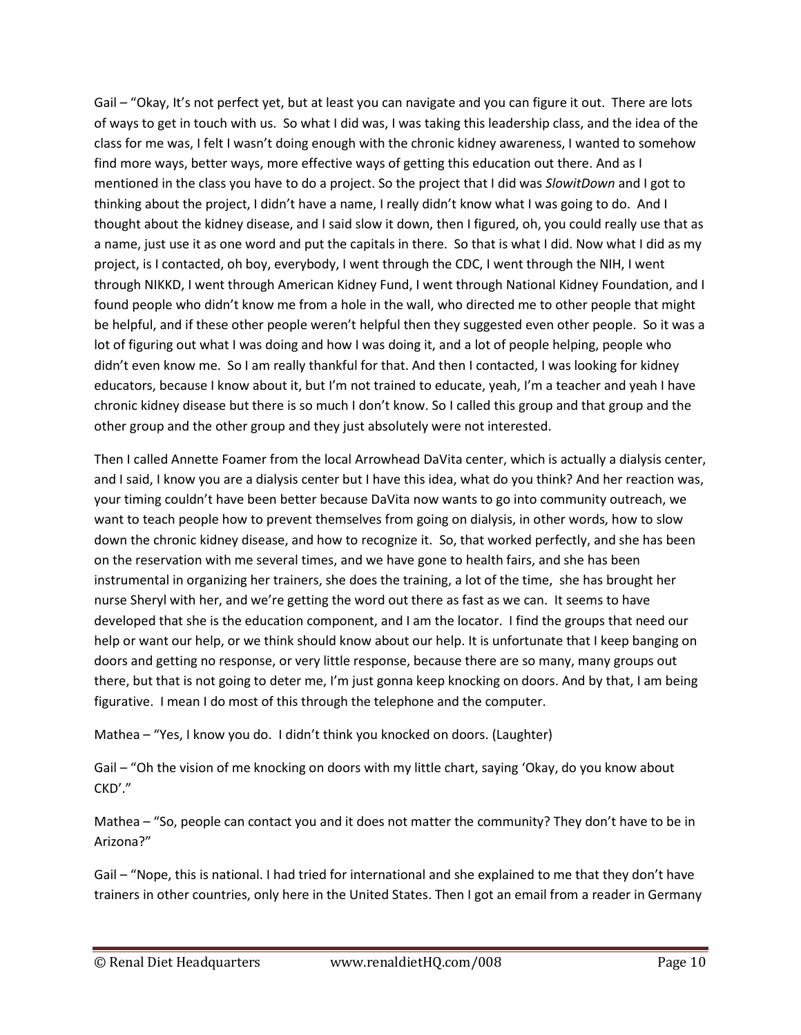Gail – "Okay, It's not perfect yet, but at least you can navigate and you can figure it out. There are lots of ways to get in touch with us. So what I did was, I was taking this leadership class, and the idea of the class for me was, I felt I wasn't doing enough with the chronic kidney awareness, I wanted to somehow find more ways, better ways, more effective ways of getting this education out there. And as I mentioned in the class you have to do a project. So the project that I did was *SlowitDown* and I got to thinking about the project, I didn't have a name, I really didn't know what I was going to do. And I thought about the kidney disease, and I said slow it down, then I figured, oh, you could really use that as a name, just use it as one word and put the capitals in there. So that is what I did. Now what I did as my project, is I contacted, oh boy, everybody, I went through the CDC, I went through the NIH, I went through NIKKD, I went through American Kidney Fund, I went through National Kidney Foundation, and I found people who didn't know me from a hole in the wall, who directed me to other people that might be helpful, and if these other people weren't helpful then they suggested even other people. So it was a lot of figuring out what I was doing and how I was doing it, and a lot of people helping, people who didn't even know me. So I am really thankful for that. And then I contacted, I was looking for kidney educators, because I know about it, but I'm not trained to educate, yeah, I'm a teacher and yeah I have chronic kidney disease but there is so much I don't know. So I called this group and that group and the other group and the other group and they just absolutely were not interested.

Then I called Annette Foamer from the local Arrowhead DaVita center, which is actually a dialysis center, and I said, I know you are a dialysis center but I have this idea, what do you think? And her reaction was, your timing couldn't have been better because DaVita now wants to go into community outreach, we want to teach people how to prevent themselves from going on dialysis, in other words, how to slow down the chronic kidney disease, and how to recognize it. So, that worked perfectly, and she has been on the reservation with me several times, and we have gone to health fairs, and she has been instrumental in organizing her trainers, she does the training, a lot of the time, she has brought her nurse Sheryl with her, and we're getting the word out there as fast as we can. It seems to have developed that she is the education component, and I am the locator. I find the groups that need our help or want our help, or we think should know about our help. It is unfortunate that I keep banging on doors and getting no response, or very little response, because there are so many, many groups out there, but that is not going to deter me, I'm just gonna keep knocking on doors. And by that, I am being figurative. I mean I do most of this through the telephone and the computer.

Mathea – "Yes, I know you do. I didn't think you knocked on doors. (Laughter)

Gail – "Oh the vision of me knocking on doors with my little chart, saying 'Okay, do you know about CKD'."

Mathea – "So, people can contact you and it does not matter the community? They don't have to be in Arizona?"

Gail – "Nope, this is national. I had tried for international and she explained to me that they don't have trainers in other countries, only here in the United States. Then I got an email from a reader in Germany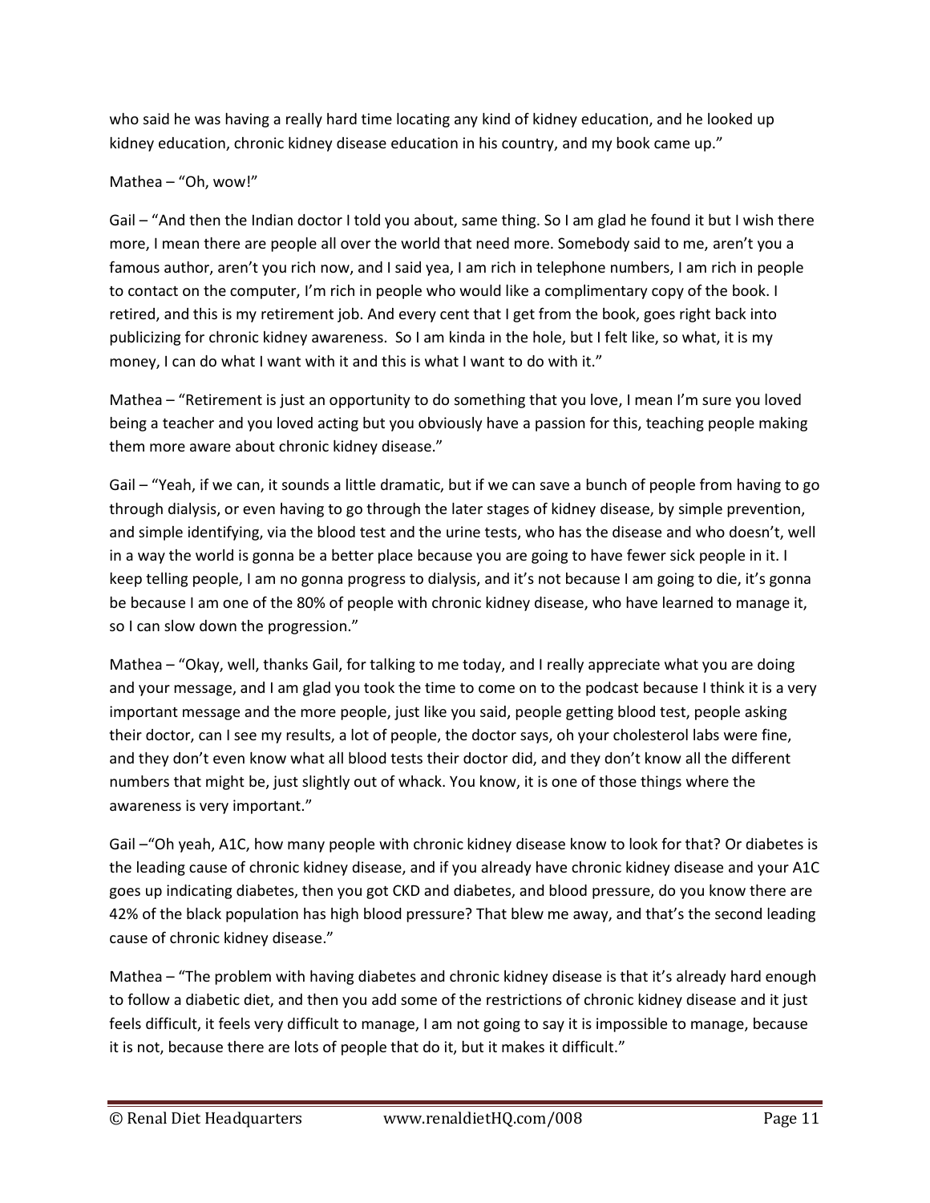who said he was having a really hard time locating any kind of kidney education, and he looked up kidney education, chronic kidney disease education in his country, and my book came up."

Mathea – "Oh, wow!"

Gail – "And then the Indian doctor I told you about, same thing. So I am glad he found it but I wish there more, I mean there are people all over the world that need more. Somebody said to me, aren't you a famous author, aren't you rich now, and I said yea, I am rich in telephone numbers, I am rich in people to contact on the computer, I'm rich in people who would like a complimentary copy of the book. I retired, and this is my retirement job. And every cent that I get from the book, goes right back into publicizing for chronic kidney awareness. So I am kinda in the hole, but I felt like, so what, it is my money, I can do what I want with it and this is what I want to do with it."

Mathea – "Retirement is just an opportunity to do something that you love, I mean I'm sure you loved being a teacher and you loved acting but you obviously have a passion for this, teaching people making them more aware about chronic kidney disease."

Gail – "Yeah, if we can, it sounds a little dramatic, but if we can save a bunch of people from having to go through dialysis, or even having to go through the later stages of kidney disease, by simple prevention, and simple identifying, via the blood test and the urine tests, who has the disease and who doesn't, well in a way the world is gonna be a better place because you are going to have fewer sick people in it. I keep telling people, I am no gonna progress to dialysis, and it's not because I am going to die, it's gonna be because I am one of the 80% of people with chronic kidney disease, who have learned to manage it, so I can slow down the progression."

Mathea – "Okay, well, thanks Gail, for talking to me today, and I really appreciate what you are doing and your message, and I am glad you took the time to come on to the podcast because I think it is a very important message and the more people, just like you said, people getting blood test, people asking their doctor, can I see my results, a lot of people, the doctor says, oh your cholesterol labs were fine, and they don't even know what all blood tests their doctor did, and they don't know all the different numbers that might be, just slightly out of whack. You know, it is one of those things where the awareness is very important."

Gail –"Oh yeah, A1C, how many people with chronic kidney disease know to look for that? Or diabetes is the leading cause of chronic kidney disease, and if you already have chronic kidney disease and your A1C goes up indicating diabetes, then you got CKD and diabetes, and blood pressure, do you know there are 42% of the black population has high blood pressure? That blew me away, and that's the second leading cause of chronic kidney disease."

Mathea – "The problem with having diabetes and chronic kidney disease is that it's already hard enough to follow a diabetic diet, and then you add some of the restrictions of chronic kidney disease and it just feels difficult, it feels very difficult to manage, I am not going to say it is impossible to manage, because it is not, because there are lots of people that do it, but it makes it difficult."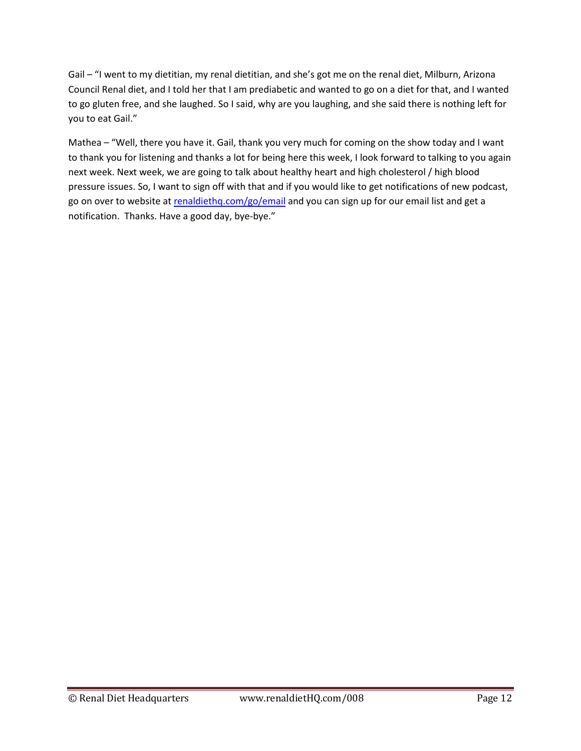Gail – "I went to my dietitian, my renal dietitian, and she's got me on the renal diet, Milburn, Arizona Council Renal diet, and I told her that I am prediabetic and wanted to go on a diet for that, and I wanted to go gluten free, and she laughed. So I said, why are you laughing, and she said there is nothing left for you to eat Gail."

Mathea – "Well, there you have it. Gail, thank you very much for coming on the show today and I want to thank you for listening and thanks a lot for being here this week, I look forward to talking to you again next week. Next week, we are going to talk about healthy heart and high cholesterol / high blood pressure issues. So, I want to sign off with that and if you would like to get notifications of new podcast, go on over to website at [renaldiethq.com/go/email](renaldiethq.com/go/email) and you can sign up for our email list and get a notification. Thanks. Have a good day, bye-bye."